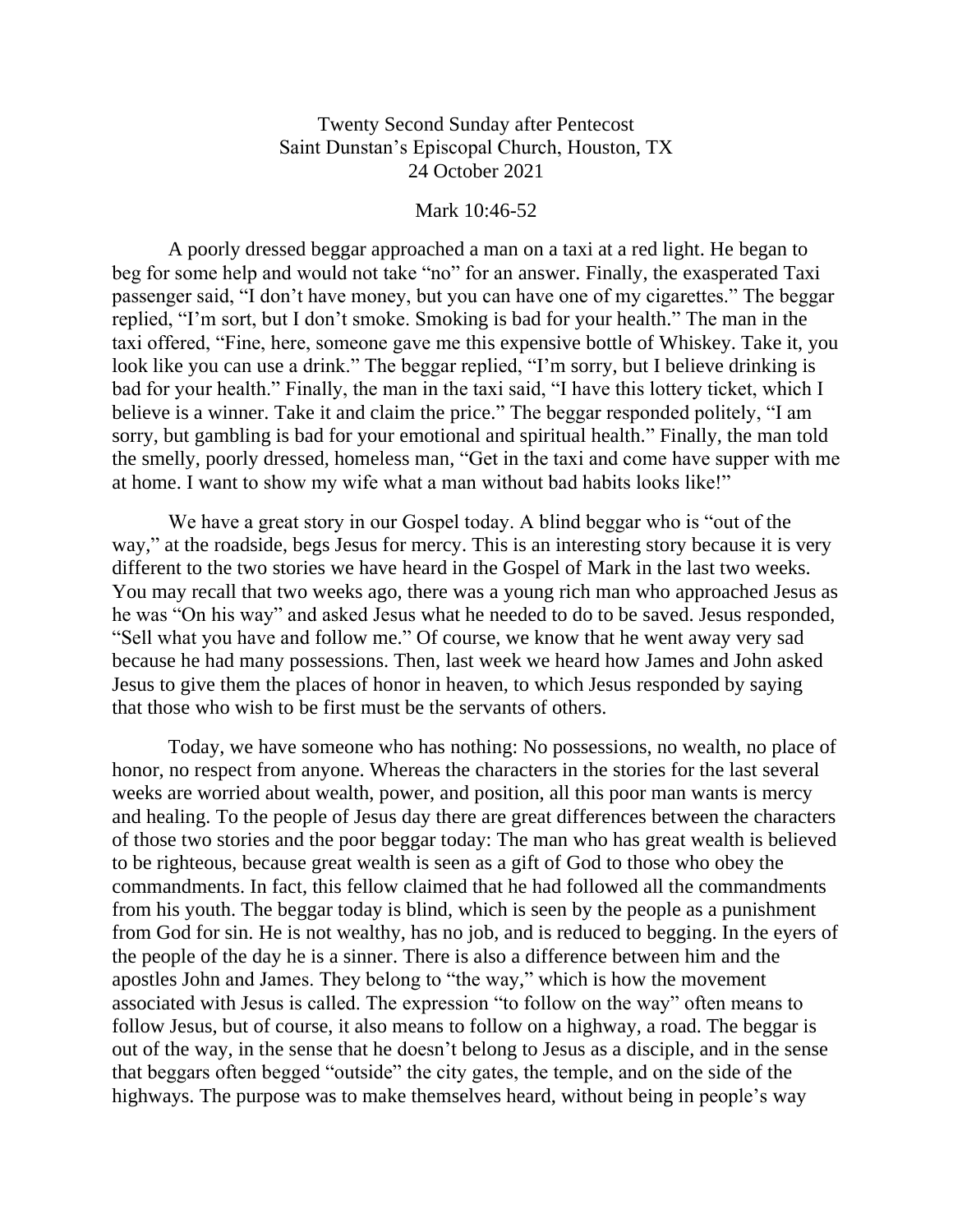Twenty Second Sunday after Pentecost
Saint Dunstan's Episcopal Church, Houston, TX
24 October 2021

Mark 10:46-52

A poorly dressed beggar approached a man on a taxi at a red light. He began to beg for some help and would not take "no" for an answer. Finally, the exasperated Taxi passenger said, "I don't have money, but you can have one of my cigarettes." The beggar replied, "I'm sort, but I don't smoke. Smoking is bad for your health." The man in the taxi offered, "Fine, here, someone gave me this expensive bottle of Whiskey. Take it, you look like you can use a drink." The beggar replied, "I'm sorry, but I believe drinking is bad for your health." Finally, the man in the taxi said, "I have this lottery ticket, which I believe is a winner. Take it and claim the price." The beggar responded politely, "I am sorry, but gambling is bad for your emotional and spiritual health." Finally, the man told the smelly, poorly dressed, homeless man, "Get in the taxi and come have supper with me at home. I want to show my wife what a man without bad habits looks like!"

We have a great story in our Gospel today. A blind beggar who is "out of the way," at the roadside, begs Jesus for mercy. This is an interesting story because it is very different to the two stories we have heard in the Gospel of Mark in the last two weeks. You may recall that two weeks ago, there was a young rich man who approached Jesus as he was "On his way" and asked Jesus what he needed to do to be saved. Jesus responded, "Sell what you have and follow me." Of course, we know that he went away very sad because he had many possessions. Then, last week we heard how James and John asked Jesus to give them the places of honor in heaven, to which Jesus responded by saying that those who wish to be first must be the servants of others.

Today, we have someone who has nothing: No possessions, no wealth, no place of honor, no respect from anyone. Whereas the characters in the stories for the last several weeks are worried about wealth, power, and position, all this poor man wants is mercy and healing. To the people of Jesus day there are great differences between the characters of those two stories and the poor beggar today: The man who has great wealth is believed to be righteous, because great wealth is seen as a gift of God to those who obey the commandments. In fact, this fellow claimed that he had followed all the commandments from his youth. The beggar today is blind, which is seen by the people as a punishment from God for sin. He is not wealthy, has no job, and is reduced to begging. In the eyers of the people of the day he is a sinner. There is also a difference between him and the apostles John and James. They belong to "the way," which is how the movement associated with Jesus is called. The expression "to follow on the way" often means to follow Jesus, but of course, it also means to follow on a highway, a road. The beggar is out of the way, in the sense that he doesn't belong to Jesus as a disciple, and in the sense that beggars often begged "outside" the city gates, the temple, and on the side of the highways. The purpose was to make themselves heard, without being in people's way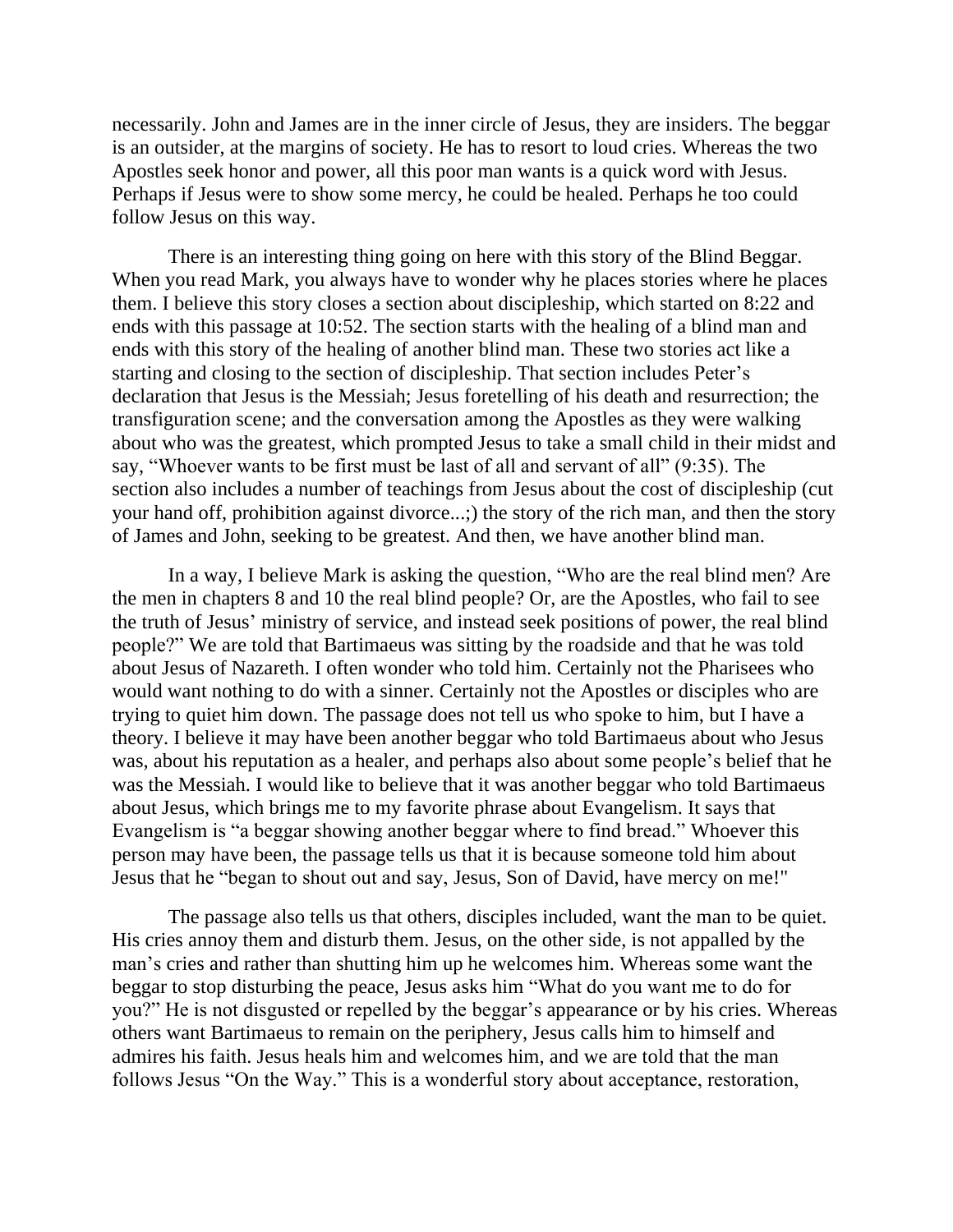necessarily. John and James are in the inner circle of Jesus, they are insiders. The beggar is an outsider, at the margins of society. He has to resort to loud cries. Whereas the two Apostles seek honor and power, all this poor man wants is a quick word with Jesus. Perhaps if Jesus were to show some mercy, he could be healed. Perhaps he too could follow Jesus on this way.

There is an interesting thing going on here with this story of the Blind Beggar. When you read Mark, you always have to wonder why he places stories where he places them. I believe this story closes a section about discipleship, which started on 8:22 and ends with this passage at 10:52. The section starts with the healing of a blind man and ends with this story of the healing of another blind man. These two stories act like a starting and closing to the section of discipleship. That section includes Peter's declaration that Jesus is the Messiah; Jesus foretelling of his death and resurrection; the transfiguration scene; and the conversation among the Apostles as they were walking about who was the greatest, which prompted Jesus to take a small child in their midst and say, "Whoever wants to be first must be last of all and servant of all" (9:35). The section also includes a number of teachings from Jesus about the cost of discipleship (cut your hand off, prohibition against divorce...;) the story of the rich man, and then the story of James and John, seeking to be greatest. And then, we have another blind man.

In a way, I believe Mark is asking the question, "Who are the real blind men? Are the men in chapters 8 and 10 the real blind people? Or, are the Apostles, who fail to see the truth of Jesus' ministry of service, and instead seek positions of power, the real blind people?" We are told that Bartimaeus was sitting by the roadside and that he was told about Jesus of Nazareth. I often wonder who told him. Certainly not the Pharisees who would want nothing to do with a sinner. Certainly not the Apostles or disciples who are trying to quiet him down. The passage does not tell us who spoke to him, but I have a theory. I believe it may have been another beggar who told Bartimaeus about who Jesus was, about his reputation as a healer, and perhaps also about some people's belief that he was the Messiah. I would like to believe that it was another beggar who told Bartimaeus about Jesus, which brings me to my favorite phrase about Evangelism. It says that Evangelism is "a beggar showing another beggar where to find bread." Whoever this person may have been, the passage tells us that it is because someone told him about Jesus that he "began to shout out and say, Jesus, Son of David, have mercy on me!"

The passage also tells us that others, disciples included, want the man to be quiet. His cries annoy them and disturb them. Jesus, on the other side, is not appalled by the man's cries and rather than shutting him up he welcomes him. Whereas some want the beggar to stop disturbing the peace, Jesus asks him "What do you want me to do for you?" He is not disgusted or repelled by the beggar's appearance or by his cries. Whereas others want Bartimaeus to remain on the periphery, Jesus calls him to himself and admires his faith. Jesus heals him and welcomes him, and we are told that the man follows Jesus "On the Way." This is a wonderful story about acceptance, restoration,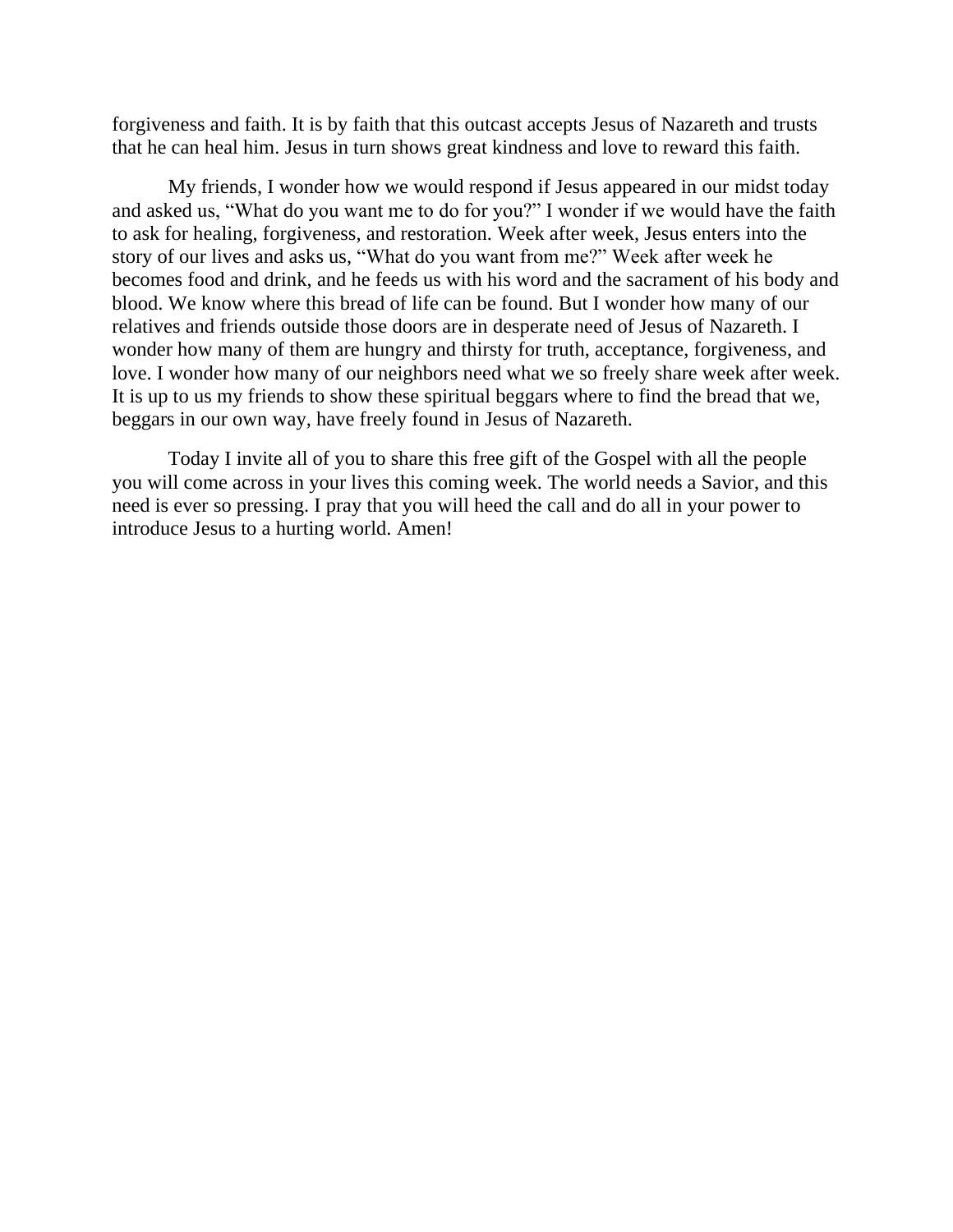forgiveness and faith. It is by faith that this outcast accepts Jesus of Nazareth and trusts that he can heal him. Jesus in turn shows great kindness and love to reward this faith.

My friends, I wonder how we would respond if Jesus appeared in our midst today and asked us, “What do you want me to do for you?” I wonder if we would have the faith to ask for healing, forgiveness, and restoration. Week after week, Jesus enters into the story of our lives and asks us, “What do you want from me?” Week after week he becomes food and drink, and he feeds us with his word and the sacrament of his body and blood. We know where this bread of life can be found. But I wonder how many of our relatives and friends outside those doors are in desperate need of Jesus of Nazareth. I wonder how many of them are hungry and thirsty for truth, acceptance, forgiveness, and love. I wonder how many of our neighbors need what we so freely share week after week. It is up to us my friends to show these spiritual beggars where to find the bread that we, beggars in our own way, have freely found in Jesus of Nazareth.

Today I invite all of you to share this free gift of the Gospel with all the people you will come across in your lives this coming week. The world needs a Savior, and this need is ever so pressing. I pray that you will heed the call and do all in your power to introduce Jesus to a hurting world. Amen!